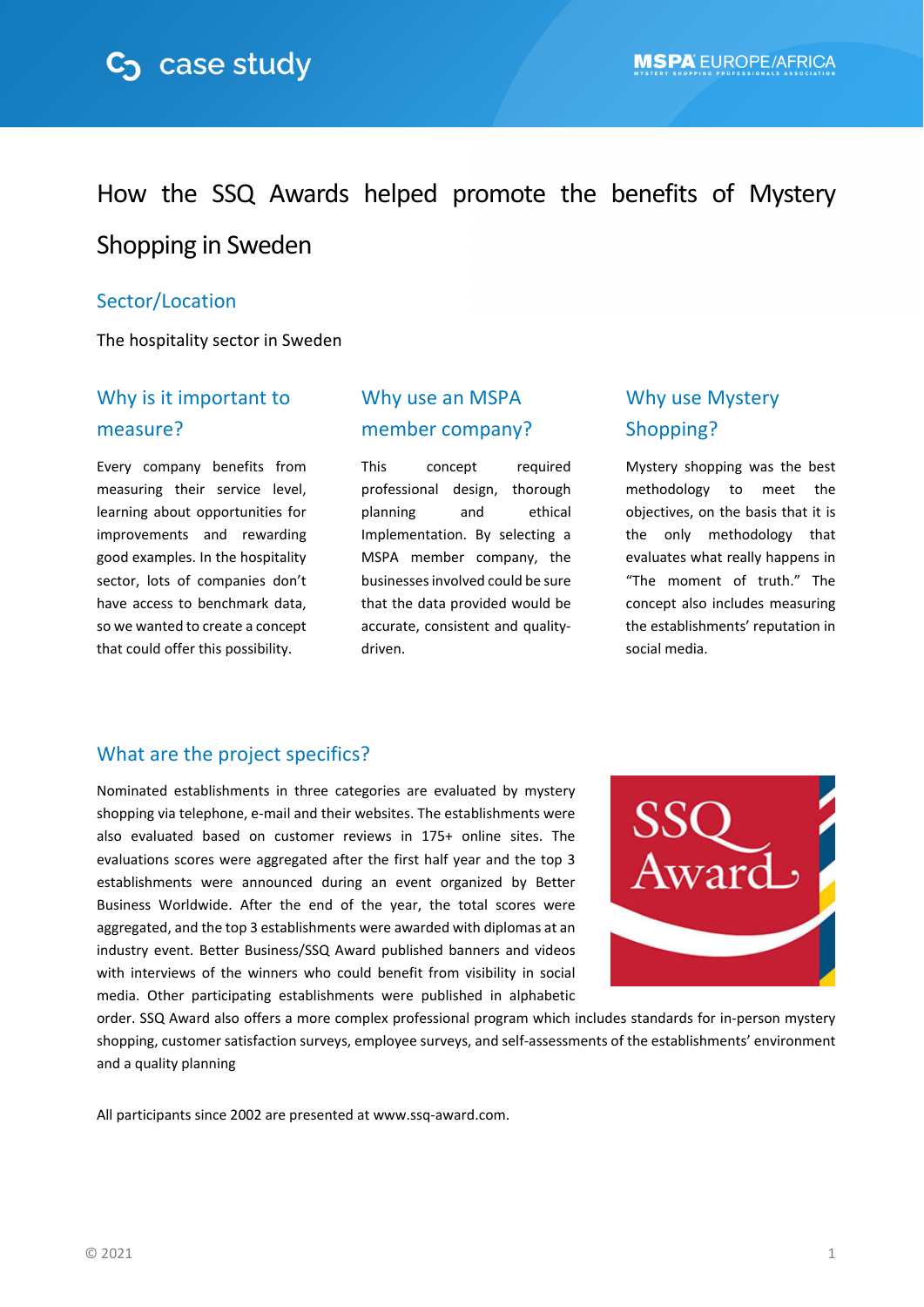case study

# How the SSQ Awards helped promote the benefits of Mystery Shopping in Sweden

## Sector/Location

The hospitality sector in Sweden

## Why is it important to measure?

Every company benefits from measuring their service level, learning about opportunities for improvements and rewarding good examples. In the hospitality sector, lots of companies don't have access to benchmark data, so we wanted to create a concept that could offer this possibility.

## Why use an MSPA member company?

This concept required professional design, thorough planning and ethical Implementation. By selecting a MSPA member company, the businesses involved could be sure that the data provided would be accurate, consistent and quality-driven.

## Why use Mystery Shopping?

Mystery shopping was the best methodology to meet the objectives, on the basis that it is the only methodology that evaluates what really happens in "The moment of truth." The concept also includes measuring the establishments' reputation in social media.

## What are the project specifics?

Nominated establishments in three categories are evaluated by mystery shopping via telephone, e-mail and their websites. The establishments were also evaluated based on customer reviews in 175+ online sites. The evaluations scores were aggregated after the first half year and the top 3 establishments were announced during an event organized by Better Business Worldwide. After the end of the year, the total scores were aggregated, and the top 3 establishments were awarded with diplomas at an industry event. Better Business/SSQ Award published banners and videos with interviews of the winners who could benefit from visibility in social media. Other participating establishments were published in alphabetic order. SSQ Award also offers a more complex professional program which includes standards for in-person mystery shopping, customer satisfaction surveys, employee surveys, and self-assessments of the establishments' environment and a quality planning

All participants since 2002 are presented at www.ssq-award.com.

© 2021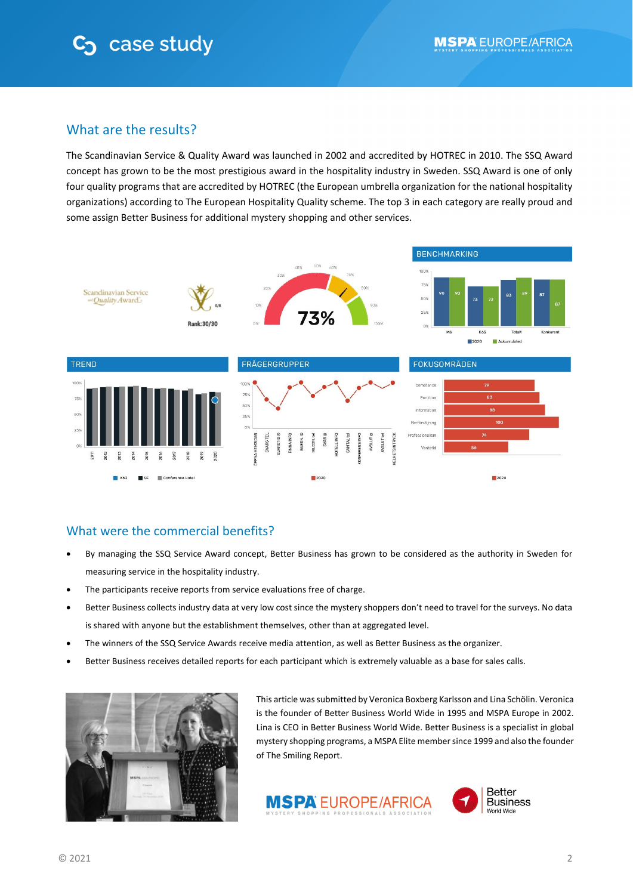## What are the results?

The Scandinavian Service & Quality Award was launched in 2002 and accredited by HOTREC in 2010. The SSQ Award concept has grown to be the most prestigious award in the hospitality industry in Sweden. SSQ Award is one of only four quality programs that are accredited by HOTREC (the European umbrella organization for the national hospitality organizations) according to The European Hospitality Quality scheme. The top 3 in each category are really proud and some assign Better Business for additional mystery shopping and other services.

Scandinavian Service & Quality Award

Rank: 30/30

73%

BENCHMARKING

90 90 | 73 73 | 83 89 | 87 67

Mål | K63 | Totalt | Konkurrent

2020 | Ackumulated

TREND

2011 2012 2013 2014 2015 2016 2017 2018 2019 2020

K63 | SE | Conference Hotel

FRÅGERGRUPPER

2020

FOKUSOMRÅDEN

Bemötande 79
Funktion 83
Information 88
Merförsäljning 100
Professionalism 74
Väntetid 56

2020

## What were the commercial benefits?

- By managing the SSQ Service Award concept, Better Business has grown to be considered as the authority in Sweden for measuring service in the hospitality industry.
- The participants receive reports from service evaluations free of charge.
- Better Business collects industry data at very low cost since the mystery shoppers don't need to travel for the surveys. No data is shared with anyone but the establishment themselves, other than at aggregated level.
- The winners of the SSQ Service Awards receive media attention, as well as Better Business as the organizer.
- Better Business receives detailed reports for each participant which is extremely valuable as a base for sales calls.

This article was submitted by Veronica Boxberg Karlsson and Lina Schölin. Veronica is the founder of Better Business World Wide in 1995 and MSPA Europe in 2002. Lina is CEO in Better Business World Wide. Better Business is a specialist in global mystery shopping programs, a MSPA Elite member since 1999 and also the founder of The Smiling Report.

© 2021